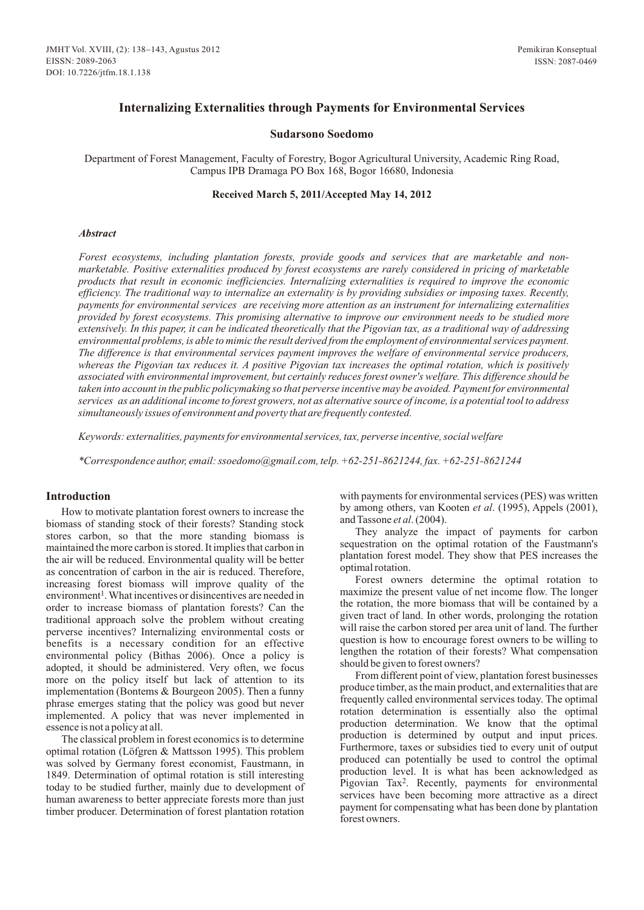# Internalizing Externalities through Payments for Environmental Services

**Sudarsono Soedomo**

Department of Forest Management, Faculty of Forestry, Bogor Agricultural University, Academic Ring Road, Campus IPB Dramaga PO Box 168, Bogor 16680, Indonesia

**Received March 5, 2011/Accepted May 14, 2012**

### *Abstract*

*Forest ecosystems, including plantation forests, provide goods and services that are marketable and non-marketable. Positive externalities produced by forest ecosystems are rarely considered in pricing of marketable products that result in economic inefficiencies. Internalizing externalities is required to improve the economic efficiency. The traditional way to internalize an externality is by providing subsidies or imposing taxes. Recently, payments for environmental services are receiving more attention as an instrument for internalizing externalities provided by forest ecosystems. This promising alternative to improve our environment needs to be studied more extensively. In this paper, it can be indicated theoretically that the Pigovian tax, as a traditional way of addressing environmental problems, is able to mimic the result derived from the employment of environmental services payment. The difference is that environmental services payment improves the welfare of environmental service producers, whereas the Pigovian tax reduces it. A positive Pigovian tax increases the optimal rotation, which is positively associated with environmental improvement, but certainly reduces forest owner's welfare. This difference should be taken into account in the public policymaking so that perverse incentive may be avoided. Payment for environmental services as an additional income to forest growers, not as alternative source of income, is a potential tool to address simultaneously issues of environment and poverty that are frequently contested.*

*Keywords: externalities, payments for environmental services, tax, perverse incentive, social welfare*

*\*Correspondence author, email: ssoedomo@gmail.com, telp. +62-251-8621244, fax. +62-251-8621244*

## Introduction

How to motivate plantation forest owners to increase the biomass of standing stock of their forests? Standing stock stores carbon, so that the more standing biomass is maintained the more carbon is stored. It implies that carbon in the air will be reduced. Environmental quality will be better as concentration of carbon in the air is reduced. Therefore, increasing forest biomass will improve quality of the environment[1]. What incentives or disincentives are needed in order to increase biomass of plantation forests? Can the traditional approach solve the problem without creating perverse incentives? Internalizing environmental costs or benefits is a necessary condition for an effective environmental policy (Bithas 2006). Once a policy is adopted, it should be administered. Very often, we focus more on the policy itself but lack of attention to its implementation (Bontems & Bourgeon 2005). Then a funny phrase emerges stating that the policy was good but never implemented. A policy that was never implemented in essence is not a policy at all.

The classical problem in forest economics is to determine optimal rotation (Löfgren & Mattsson 1995). This problem was solved by Germany forest economist, Faustmann, in 1849. Determination of optimal rotation is still interesting today to be studied further, mainly due to development of human awareness to better appreciate forests more than just timber producer. Determination of forest plantation rotation with payments for environmental services (PES) was written by among others, van Kooten *et al*. (1995), Appels (2001), and Tassone *et al*. (2004).

They analyze the impact of payments for carbon sequestration on the optimal rotation of the Faustmann's plantation forest model. They show that PES increases the optimal rotation.

Forest owners determine the optimal rotation to maximize the present value of net income flow. The longer the rotation, the more biomass that will be contained by a given tract of land. In other words, prolonging the rotation will raise the carbon stored per area unit of land. The further question is how to encourage forest owners to be willing to lengthen the rotation of their forests? What compensation should be given to forest owners?

From different point of view, plantation forest businesses produce timber, as the main product, and externalities that are frequently called environmental services today. The optimal rotation determination is essentially also the optimal production determination. We know that the optimal production is determined by output and input prices. Furthermore, taxes or subsidies tied to every unit of output produced can potentially be used to control the optimal production level. It is what has been acknowledged as Pigovian Tax[2]. Recently, payments for environmental services have been becoming more attractive as a direct payment for compensating what has been done by plantation forest owners.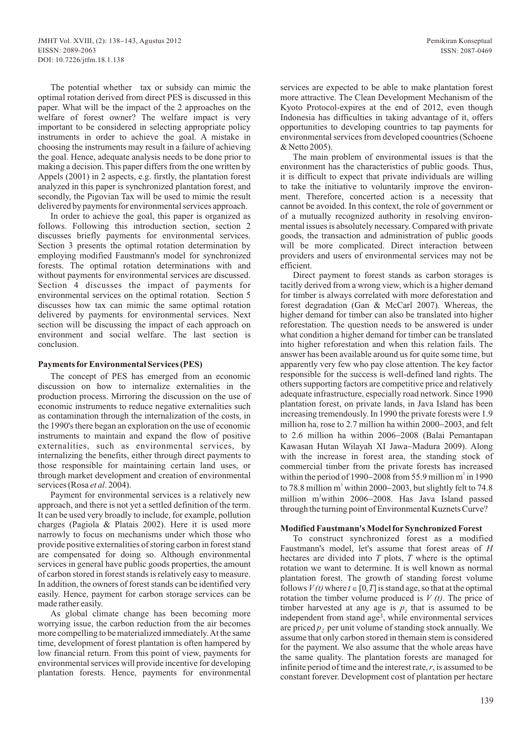The potential whether tax or subsidy can mimic the optimal rotation derived from direct PES is discussed in this paper. What will be the impact of the 2 approaches on the welfare of forest owner? The welfare impact is very important to be considered in selecting appropriate policy instruments in order to achieve the goal. A mistake in choosing the instruments may result in a failure of achieving the goal. Hence, adequate analysis needs to be done prior to making a decision. This paper differs from the one written by Appels (2001) in 2 aspects, e.g. firstly, the plantation forest analyzed in this paper is synchronized plantation forest, and secondly, the Pigovian Tax will be used to mimic the result delivered by payments for environmental services approach.

In order to achieve the goal, this paper is organized as follows. Following this introduction section, section 2 discusses briefly payments for environmental services. Section 3 presents the optimal rotation determination by employing modified Faustmann's model for synchronized forests. The optimal rotation determinations with and without payments for environmental services are discussed. Section 4 discusses the impact of payments for environmental services on the optimal rotation. Section 5 discusses how tax can mimic the same optimal rotation delivered by payments for environmental services. Next section will be discussing the impact of each approach on environment and social welfare. The last section is conclusion.

## Payments for Environmental Services (PES)

The concept of PES has emerged from an economic discussion on how to internalize externalities in the production process. Mirroring the discussion on the use of economic instruments to reduce negative externalities such as contamination through the internalization of the costs, in the 1990's there began an exploration on the use of economic instruments to maintain and expand the flow of positive externalities, such as environmental services, by internalizing the benefits, either through direct payments to those responsible for maintaining certain land uses, or through market development and creation of environmental services (Rosa *et al*. 2004).

Payment for environmental services is a relatively new approach, and there is not yet a settled definition of the term. It can be used very broadly to include, for example, pollution charges (Pagiola & Platais 2002). Here it is used more narrowly to focus on mechanisms under which those who provide positive externalities of storing carbon in forest stand are compensated for doing so. Although environmental services in general have public goods properties, the amount of carbon stored in forest stands is relatively easy to measure. In addition, the owners of forest stands can be identified very easily. Hence, payment for carbon storage services can be made rather easily.

As global climate change has been becoming more worrying issue, the carbon reduction from the air becomes more compelling to be materialized immediately. At the same time, development of forest plantation is often hampered by low financial return. From this point of view, payments for environmental services will provide incentive for developing plantation forests. Hence, payments for environmental services are expected to be able to make plantation forest more attractive. The Clean Development Mechanism of the Kyoto Protocol-expires at the end of 2012, even though Indonesia has difficulties in taking advantage of it, offers opportunities to developing countries to tap payments for environmental services from developed coountries (Schoene & Netto 2005).

The main problem of environmental issues is that the environment has the characteristics of public goods. Thus, it is difficult to expect that private individuals are willing to take the initiative to voluntarily improve the environment. Therefore, concerted action is a necessity that cannot be avoided. In this context, the role of government or of a mutually recognized authority in resolving environmental issues is absolutely necessary. Compared with private goods, the transaction and administration of public goods will be more complicated. Direct interaction between providers and users of environmental services may not be efficient.

Direct payment to forest stands as carbon storages is tacitly derived from a wrong view, which is a higher demand for timber is always correlated with more deforestation and forest degradation (Gan & McCarl 2007). Whereas, the higher demand for timber can also be translated into higher reforestation. The question needs to be answered is under what condition a higher demand for timber can be translated into higher reforestation and when this relation fails. The answer has been available around us for quite some time, but apparently very few who pay close attention. The key factor responsible for the success is well-defined land rights. The others supporting factors are competitive price and relatively adequate infrastructure, especially road network. Since 1990 plantation forest, on private lands, in Java Island has been increasing tremendously. In 1990 the private forests were 1.9 million ha, rose to 2.7 million ha within 2000–2003, and felt to 2.6 million ha within 2006–2008 (Balai Pemantapan Kawasan Hutan Wilayah XI Jawa–Madura 2009). Along with the increase in forest area, the standing stock of commercial timber from the private forests has increased within the period of 1990–2008 from 55.9 million m$^3$ in 1990 to 78.8 million m$^3$ within 2000–2003, but slightly felt to 74.8 million m$^3$ within 2006–2008. Has Java Island passed through the turning point of Environmental Kuznets Curve?

## Modified Faustmann's Model for Synchronized Forest

To construct synchronized forest as a modified Faustmann's model, let's assume that forest areas of $H$ hectares are divided into $T$ plots, $T$ where is the optimal rotation we want to determine. It is well known as normal plantation forest. The growth of standing forest volume follows $V(t)$ where $t \in [0, T]$ is stand age, so that at the optimal rotation the timber volume produced is $V(t)$. The price of timber harvested at any age is $p_1$ that is assumed to be independent from stand age[3], while environmental services are priced $p_2$ per unit volume of standing stock annually. We assume that only carbon stored in themain stem is considered for the payment. We also assume that the whole areas have the same quality. The plantation forests are managed for infinite period of time and the interest rate, $r$, is assumed to be constant forever. Development cost of plantation per hectare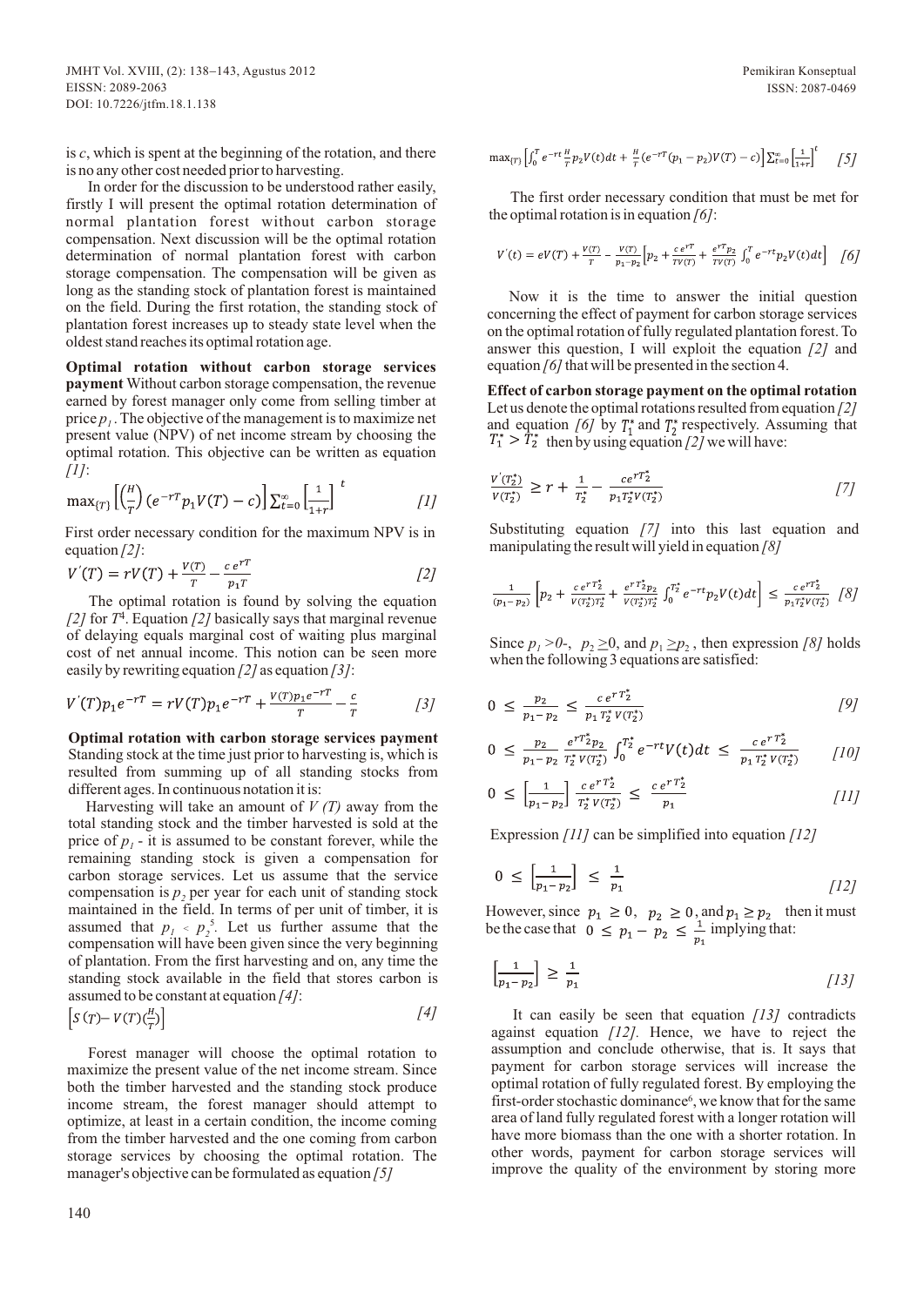is $c$, which is spent at the beginning of the rotation, and there is no any other cost needed prior to harvesting.

In order for the discussion to be understood rather easily, firstly I will present the optimal rotation determination of normal plantation forest without carbon storage compensation. Next discussion will be the optimal rotation determination of normal plantation forest with carbon storage compensation. The compensation will be given as long as the standing stock of plantation forest is maintained on the field. During the first rotation, the standing stock of plantation forest increases up to steady state level when the oldest stand reaches its optimal rotation age.

**Optimal rotation without carbon storage services payment** Without carbon storage compensation, the revenue earned by forest manager only come from selling timber at price $p_1$. The objective of the management is to maximize net present value (NPV) of net income stream by choosing the optimal rotation. This objective can be written as equation *[1]*:

$$\max_{\{T\}}\left[\left(\frac{H}{T}\right)\left(e^{-rT}p_1V(T)-c\right)\right]\sum_{t=0}^{\infty}\left[\frac{1}{1+r}\right]^{t} \qquad [1]$$

First order necessary condition for the maximum NPV is in equation *[2]*:

$$V'(T)=rV(T)+\frac{V(T)}{T}-\frac{c\,e^{rT}}{p_1T} \qquad [2]$$

The optimal rotation is found by solving the equation *[2]* for $T$[4]. Equation *[2]* basically says that marginal revenue of delaying equals marginal cost of waiting plus marginal cost of net annual income. This notion can be seen more easily by rewriting equation *[2]* as equation *[3]*:

$$V'(T)p_1e^{-rT}=rV(T)p_1e^{-rT}+\frac{V(T)p_1e^{-rT}}{T}-\frac{c}{T} \qquad [3]$$

**Optimal rotation with carbon storage services payment** Standing stock at the time just prior to harvesting is, which is resulted from summing up of all standing stocks from different ages. In continuous notation it is:

Harvesting will take an amount of $V(T)$ away from the total standing stock and the timber harvested is sold at the price of $p_1$ - it is assumed to be constant forever, while the remaining standing stock is given a compensation for carbon storage services. Let us assume that the service compensation is $p_2$ per year for each unit of standing stock maintained in the field. In terms of per unit of timber, it is assumed that $p_1 < p_2$[5]. Let us further assume that the compensation will have been given since the very beginning of plantation. From the first harvesting and on, any time the standing stock available in the field that stores carbon is assumed to be constant at equation *[4]*:

$$\left[S(T)-V(T)\left(\tfrac{H}{T}\right)\right] \qquad [4]$$

Forest manager will choose the optimal rotation to maximize the present value of the net income stream. Since both the timber harvested and the standing stock produce income stream, the forest manager should attempt to optimize, at least in a certain condition, the income coming from the timber harvested and the one coming from carbon storage services by choosing the optimal rotation. The manager's objective can be formulated as equation *[5]*

$$\max_{\{T\}}\left[\int_0^T e^{-rt}\frac{H}{T}p_2V(t)dt+\frac{H}{T}\left(e^{-rT}(p_1-p_2)V(T)-c\right)\right]\sum_{t=0}^{\infty}\left[\frac{1}{1+r}\right]^{t} \qquad [5]$$

The first order necessary condition that must be met for the optimal rotation is in equation *[6]*:

$$V'(t)=eV(T)+\frac{V(T)}{T}-\frac{V(T)}{p_1-p_2}\left[p_2+\frac{c\,e^{rT}}{TV(T)}+\frac{e^{rT}p_2}{TV(T)}\int_0^T e^{-rt}p_2V(t)dt\right] \qquad [6]$$

Now it is the time to answer the initial question concerning the effect of payment for carbon storage services on the optimal rotation of fully regulated plantation forest. To answer this question, I will exploit the equation *[2]* and equation *[6]* that will be presented in the section 4.

**Effect of carbon storage payment on the optimal rotation** Let us denote the optimal rotations resulted from equation *[2]* and equation *[6]* by $T_1^*$ and $T_2^*$ respectively. Assuming that $T_1^* > T_2^*$ then by using equation *[2]* we will have:

$$\frac{V'(T_2^*)}{V(T_2^*)}\geq r+\frac{1}{T_2^*}-\frac{c\,e^{rT_2^*}}{p_1T_2^*V(T_2^*)} \qquad [7]$$

Substituting equation *[7]* into this last equation and manipulating the result will yield in equation *[8]*

$$\frac{1}{(p_1-p_2)}\left[p_2+\frac{c\,e^{rT_2^*}}{V(T_2^*)T_2^*}+\frac{e^{rT_2^*}p_2}{V(T_2^*)T_2^*}\int_0^{T_2^*}e^{-rt}p_2V(t)dt\right]\leq\frac{c\,e^{rT_2^*}}{p_1T_2^*V(T_2^*)} \qquad [8]$$

Since $p_1>0$-, $p_2\geq 0$, and $p_1\geq p_2$, then expression *[8]* holds when the following 3 equations are satisfied:

$$0\leq\frac{p_2}{p_1-p_2}\leq\frac{c\,e^{rT_2^*}}{p_1T_2^*V(T_2^*)} \qquad [9]$$

$$0\leq\frac{p_2}{p_1-p_2}\,\frac{e^{rT_2^*}p_2}{T_2^*V(T_2^*)}\int_0^{T_2^*}e^{-rt}V(t)dt\leq\frac{c\,e^{rT_2^*}}{p_1T_2^*V(T_2^*)} \qquad [10]$$

$$0\leq\left[\frac{1}{p_1-p_2}\right]\frac{c\,e^{rT_2^*}}{T_2^*V(T_2^*)}\leq\frac{c\,e^{rT_2^*}}{p_1} \qquad [11]$$

Expression *[11]* can be simplified into equation *[12]*

$$0\leq\left[\frac{1}{p_1-p_2}\right]\leq\frac{1}{p_1} \qquad [12]$$

However, since $p_1\geq 0$, $p_2\geq 0$, and $p_1\geq p_2$ then it must be the case that $0\leq p_1-p_2\leq\frac{1}{p_1}$ implying that:

$$\left[\frac{1}{p_1-p_2}\right]\geq\frac{1}{p_1} \qquad [13]$$

It can easily be seen that equation *[13]* contradicts against equation *[12]*. Hence, we have to reject the assumption and conclude otherwise, that is. It says that payment for carbon storage services will increase the optimal rotation of fully regulated forest. By employing the first-order stochastic dominance[6], we know that for the same area of land fully regulated forest with a longer rotation will have more biomass than the one with a shorter rotation. In other words, payment for carbon storage services will improve the quality of the environment by storing more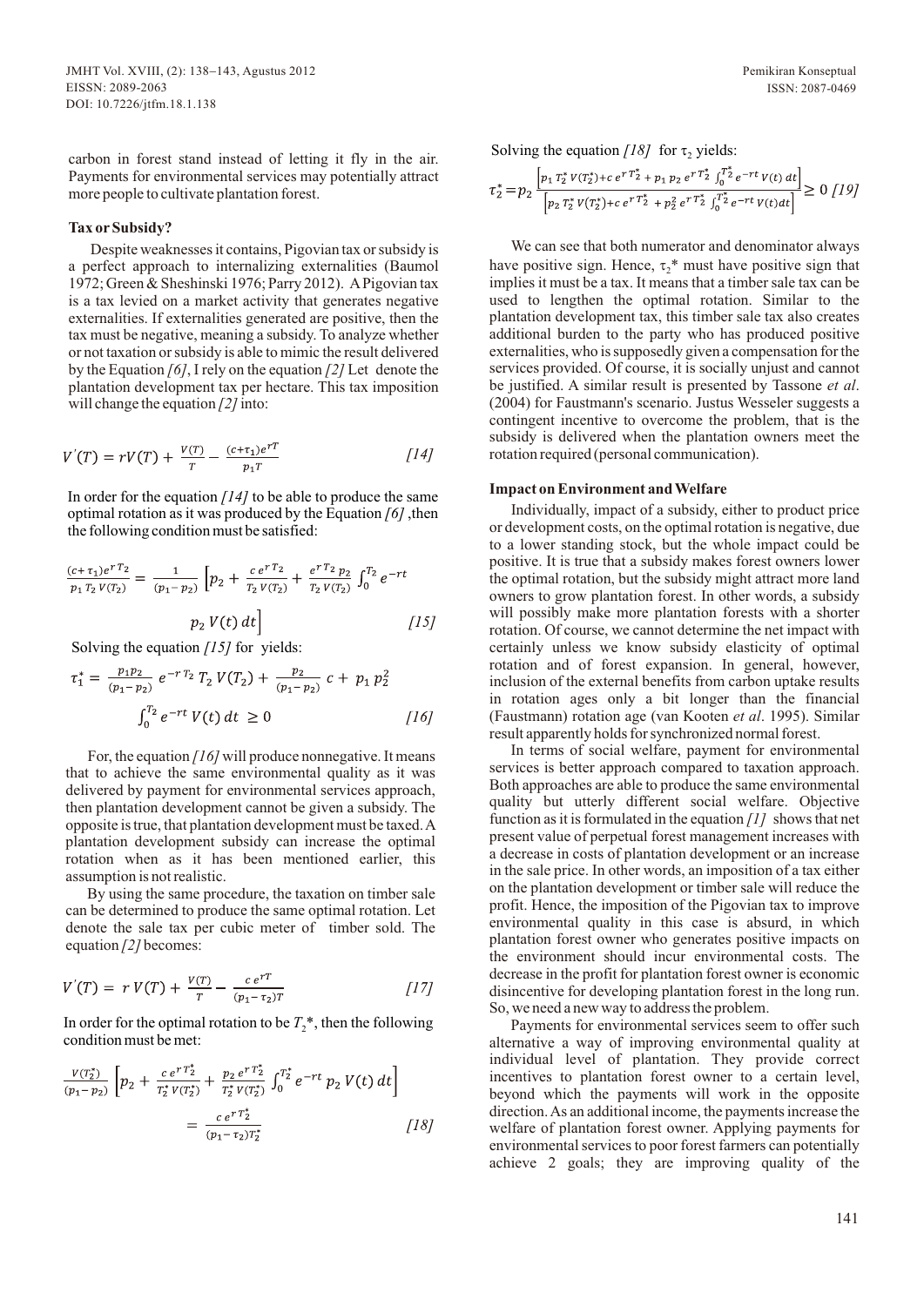carbon in forest stand instead of letting it fly in the air. Payments for environmental services may potentially attract more people to cultivate plantation forest.

**Tax or Subsidy?**

Despite weaknesses it contains, Pigovian tax or subsidy is a perfect approach to internalizing externalities (Baumol 1972; Green & Sheshinski 1976; Parry 2012). A Pigovian tax is a tax levied on a market activity that generates negative externalities. If externalities generated are positive, then the tax must be negative, meaning a subsidy. To analyze whether or not taxation or subsidy is able to mimic the result delivered by the Equation *[6]*, I rely on the equation *[2]* Let denote the plantation development tax per hectare. This tax imposition will change the equation *[2]* into:

$$V'(T) = rV(T) + \frac{V(T)}{T} - \frac{(c+\tau_1)e^{rT}}{p_1 T} \qquad [14]$$

In order for the equation *[14]* to be able to produce the same optimal rotation as it was produced by the Equation *[6]* ,then the following condition must be satisfied:

$$\frac{(c+\tau_1)e^{rT_2}}{p_1 T_2 V(T_2)} = \frac{1}{(p_1 - p_2)}\left[p_2 + \frac{c\, e^{rT_2}}{T_2 V(T_2)} + \frac{e^{rT_2} p_2}{T_2 V(T_2)} \int_0^{T_2} e^{-rt} p_2 V(t)\, dt\right] \qquad [15]$$

Solving the equation *[15]* for yields:

$$\tau_1^* = \frac{p_1 p_2}{(p_1 - p_2)} e^{-rT_2} T_2 V(T_2) + \frac{p_2}{(p_1 - p_2)} c + p_1 p_2^2 \int_0^{T_2} e^{-rt} V(t)\, dt \geq 0 \qquad [16]$$

For, the equation *[16]* will produce nonnegative. It means that to achieve the same environmental quality as it was delivered by payment for environmental services approach, then plantation development cannot be given a subsidy. The opposite is true, that plantation development must be taxed. A plantation development subsidy can increase the optimal rotation when as it has been mentioned earlier, this assumption is not realistic.

By using the same procedure, the taxation on timber sale can be determined to produce the same optimal rotation. Let denote the sale tax per cubic meter of timber sold. The equation *[2]* becomes:

$$V'(T) = r\,V(T) + \frac{V(T)}{T} - \frac{c\, e^{rT}}{(p_1 - \tau_2)T} \qquad [17]$$

In order for the optimal rotation to be $T_2$*, then the following condition must be met:

$$\frac{V(T_2^*)}{(p_1 - p_2)}\left[p_2 + \frac{c\, e^{rT_2^*}}{T_2^* V(T_2^*)} + \frac{p_2 e^{rT_2^*}}{T_2^* V(T_2^*)} \int_0^{T_2^*} e^{-rt} p_2 V(t)\, dt\right] = \frac{c\, e^{rT_2^*}}{(p_1 - \tau_2)T_2^*} \qquad [18]$$

Solving the equation *[18]* for $\tau_2$ yields:

$$\tau_2^* = p_2 \frac{\left[p_1 T_2^* V(T_2^*) + c\, e^{rT_2^*} + p_1 p_2 e^{rT_2^*} \int_0^{T_2^*} e^{-rt} V(t)\, dt\right]}{\left[p_2 T_2^* V(T_2^*) + c\, e^{rT_2^*} + p_2^2 e^{rT_2^*} \int_0^{T_2^*} e^{-rt} V(t) dt\right]} \geq 0 \qquad [19]$$

We can see that both numerator and denominator always have positive sign. Hence, $\tau_2$* must have positive sign that implies it must be a tax. It means that a timber sale tax can be used to lengthen the optimal rotation. Similar to the plantation development tax, this timber sale tax also creates additional burden to the party who has produced positive externalities, who is supposedly given a compensation for the services provided. Of course, it is socially unjust and cannot be justified. A similar result is presented by Tassone *et al*. (2004) for Faustmann's scenario. Justus Wesseler suggests a contingent incentive to overcome the problem, that is the subsidy is delivered when the plantation owners meet the rotation required (personal communication).

**Impact on Environment and Welfare**

Individually, impact of a subsidy, either to product price or development costs, on the optimal rotation is negative, due to a lower standing stock, but the whole impact could be positive. It is true that a subsidy makes forest owners lower the optimal rotation, but the subsidy might attract more land owners to grow plantation forest. In other words, a subsidy will possibly make more plantation forests with a shorter rotation. Of course, we cannot determine the net impact with certainly unless we know subsidy elasticity of optimal rotation and of forest expansion. In general, however, inclusion of the external benefits from carbon uptake results in rotation ages only a bit longer than the financial (Faustmann) rotation age (van Kooten *et al*. 1995). Similar result apparently holds for synchronized normal forest.

In terms of social welfare, payment for environmental services is better approach compared to taxation approach. Both approaches are able to produce the same environmental quality but utterly different social welfare. Objective function as it is formulated in the equation *[1]* shows that net present value of perpetual forest management increases with a decrease in costs of plantation development or an increase in the sale price. In other words, an imposition of a tax either on the plantation development or timber sale will reduce the profit. Hence, the imposition of the Pigovian tax to improve environmental quality in this case is absurd, in which plantation forest owner who generates positive impacts on the environment should incur environmental costs. The decrease in the profit for plantation forest owner is economic disincentive for developing plantation forest in the long run. So, we need a new way to address the problem.

Payments for environmental services seem to offer such alternative a way of improving environmental quality at individual level of plantation. They provide correct incentives to plantation forest owner to a certain level, beyond which the payments will work in the opposite direction. As an additional income, the payments increase the welfare of plantation forest owner. Applying payments for environmental services to poor forest farmers can potentially achieve 2 goals; they are improving quality of the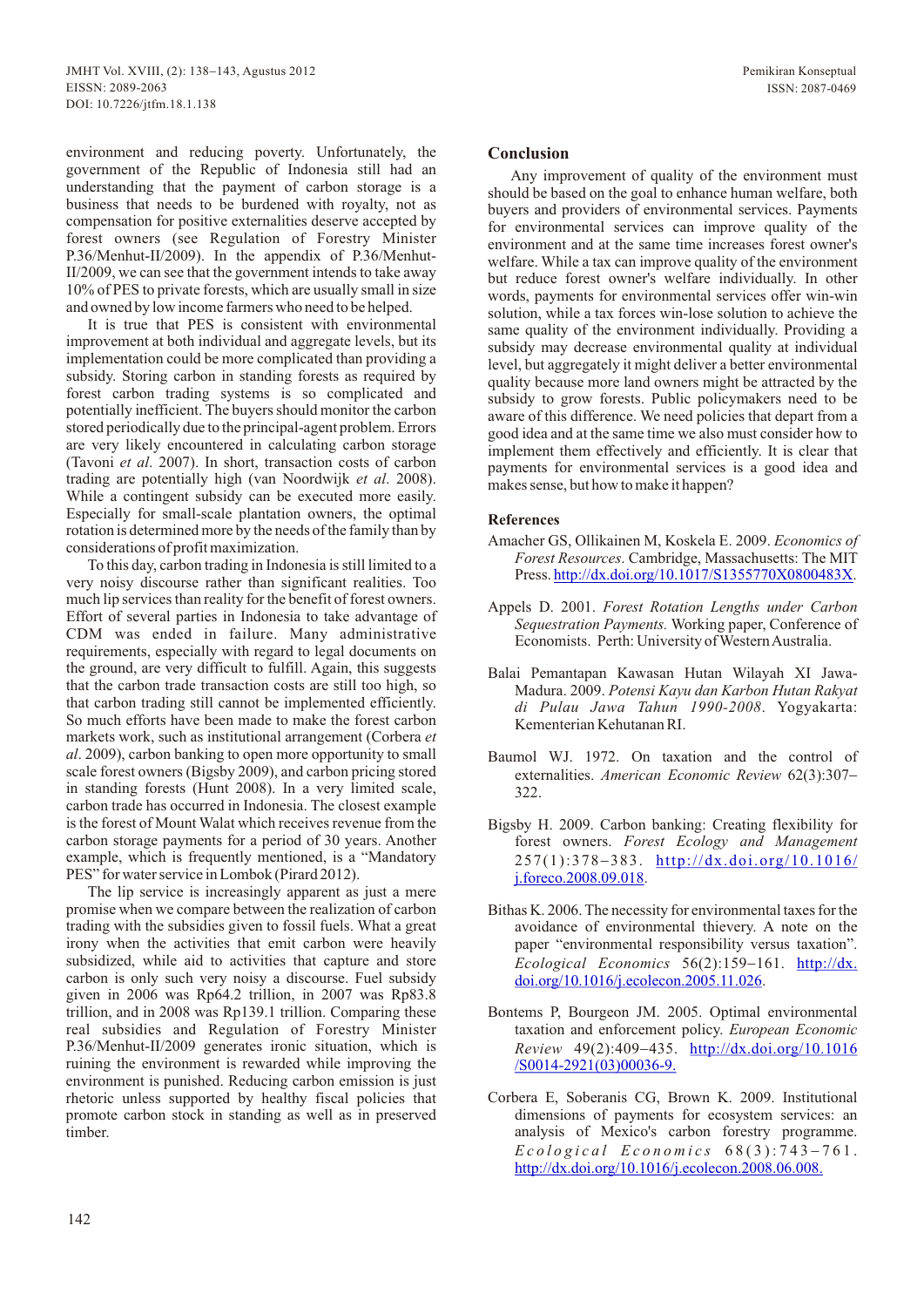environment and reducing poverty. Unfortunately, the government of the Republic of Indonesia still had an understanding that the payment of carbon storage is a business that needs to be burdened with royalty, not as compensation for positive externalities deserve accepted by forest owners (see Regulation of Forestry Minister P.36/Menhut-II/2009). In the appendix of P.36/Menhut-II/2009, we can see that the government intends to take away 10% of PES to private forests, which are usually small in size and owned by low income farmers who need to be helped.

It is true that PES is consistent with environmental improvement at both individual and aggregate levels, but its implementation could be more complicated than providing a subsidy. Storing carbon in standing forests as required by forest carbon trading systems is so complicated and potentially inefficient. The buyers should monitor the carbon stored periodically due to the principal-agent problem. Errors are very likely encountered in calculating carbon storage (Tavoni *et al*. 2007). In short, transaction costs of carbon trading are potentially high (van Noordwijk *et al.* 2008). While a contingent subsidy can be executed more easily. Especially for small-scale plantation owners, the optimal rotation is determined more by the needs of the family than by considerations of profit maximization.

To this day, carbon trading in Indonesia is still limited to a very noisy discourse rather than significant realities. Too much lip services than reality for the benefit of forest owners. Effort of several parties in Indonesia to take advantage of CDM was ended in failure. Many administrative requirements, especially with regard to legal documents on the ground, are very difficult to fulfill. Again, this suggests that the carbon trade transaction costs are still too high, so that carbon trading still cannot be implemented efficiently. So much efforts have been made to make the forest carbon markets work, such as institutional arrangement (Corbera *et al*. 2009), carbon banking to open more opportunity to small scale forest owners (Bigsby 2009), and carbon pricing stored in standing forests (Hunt 2008). In a very limited scale, carbon trade has occurred in Indonesia. The closest example is the forest of Mount Walat which receives revenue from the carbon storage payments for a period of 30 years. Another example, which is frequently mentioned, is a "Mandatory PES" for water service in Lombok (Pirard 2012).

The lip service is increasingly apparent as just a mere promise when we compare between the realization of carbon trading with the subsidies given to fossil fuels. What a great irony when the activities that emit carbon were heavily subsidized, while aid to activities that capture and store carbon is only such very noisy a discourse. Fuel subsidy given in 2006 was Rp64.2 trillion, in 2007 was Rp83.8 trillion, and in 2008 was Rp139.1 trillion. Comparing these real subsidies and Regulation of Forestry Minister P.36/Menhut-II/2009 generates ironic situation, which is ruining the environment is rewarded while improving the environment is punished. Reducing carbon emission is just rhetoric unless supported by healthy fiscal policies that promote carbon stock in standing as well as in preserved timber.

## Conclusion

Any improvement of quality of the environment must should be based on the goal to enhance human welfare, both buyers and providers of environmental services. Payments for environmental services can improve quality of the environment and at the same time increases forest owner's welfare. While a tax can improve quality of the environment but reduce forest owner's welfare individually. In other words, payments for environmental services offer win-win solution, while a tax forces win-lose solution to achieve the same quality of the environment individually. Providing a subsidy may decrease environmental quality at individual level, but aggregately it might deliver a better environmental quality because more land owners might be attracted by the subsidy to grow forests. Public policymakers need to be aware of this difference. We need policies that depart from a good idea and at the same time we also must consider how to implement them effectively and efficiently. It is clear that payments for environmental services is a good idea and makes sense, but how to make it happen?

## References

Amacher GS, Ollikainen M, Koskela E. 2009. *Economics of Forest Resources*. Cambridge, Massachusetts: The MIT Press. http://dx.doi.org/10.1017/S1355770X0800483X.

Appels D. 2001. *Forest Rotation Lengths under Carbon Sequestration Payments.* Working paper, Conference of Economists. Perth: University of Western Australia.

Balai Pemantapan Kawasan Hutan Wilayah XI Jawa-Madura. 2009. *Potensi Kayu dan Karbon Hutan Rakyat di Pulau Jawa Tahun 1990-2008*. Yogyakarta: Kementerian Kehutanan RI.

Baumol WJ. 1972. On taxation and the control of externalities. *American Economic Review* 62(3):307–322.

Bigsby H. 2009. Carbon banking: Creating flexibility for forest owners. *Forest Ecology and Management* 257(1):378–383. http://dx.doi.org/10.1016/j.foreco.2008.09.018.

Bithas K. 2006. The necessity for environmental taxes for the avoidance of environmental thievery. A note on the paper "environmental responsibility versus taxation". *Ecological Economics* 56(2):159–161. http://dx.doi.org/10.1016/j.ecolecon.2005.11.026.

Bontems P, Bourgeon JM. 2005. Optimal environmental taxation and enforcement policy. *European Economic Review* 49(2):409–435. http://dx.doi.org/10.1016/S0014-2921(03)00036-9.

Corbera E, Soberanis CG, Brown K. 2009. Institutional dimensions of payments for ecosystem services: an analysis of Mexico's carbon forestry programme. *Ecological Economics* 68(3):743–761. http://dx.doi.org/10.1016/j.ecolecon.2008.06.008.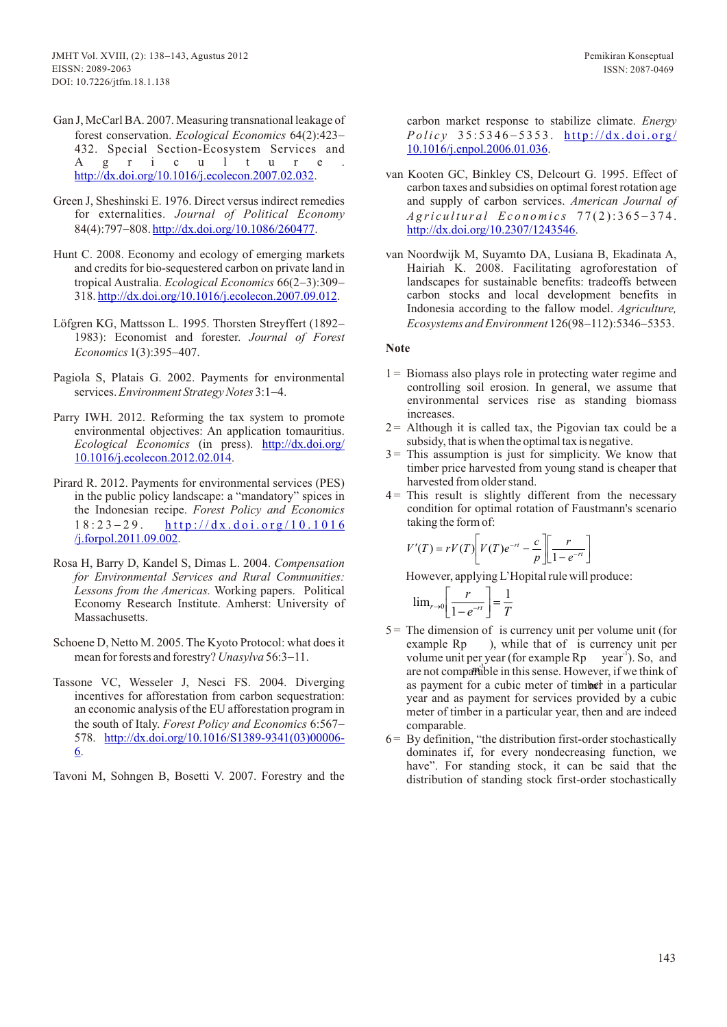Gan J, McCarl BA. 2007. Measuring transnational leakage of forest conservation. *Ecological Economics* 64(2):423–432. Special Section-Ecosystem Services and Agriculture. http://dx.doi.org/10.1016/j.ecolecon.2007.02.032.

Green J, Sheshinski E. 1976. Direct versus indirect remedies for externalities. *Journal of Political Economy* 84(4):797–808. http://dx.doi.org/10.1086/260477.

Hunt C. 2008. Economy and ecology of emerging markets and credits for bio-sequestered carbon on private land in tropical Australia. *Ecological Economics* 66(2–3):309–318. http://dx.doi.org/10.1016/j.ecolecon.2007.09.012.

Löfgren KG, Mattsson L. 1995. Thorsten Streyffert (1892–1983): Economist and forester. *Journal of Forest Economics* 1(3):395–407.

Pagiola S, Platais G. 2002. Payments for environmental services. *Environment Strategy Notes* 3:1–4.

Parry IWH. 2012. Reforming the tax system to promote environmental objectives: An application tomauritius. *Ecological Economics* (in press). http://dx.doi.org/10.1016/j.ecolecon.2012.02.014.

Pirard R. 2012. Payments for environmental services (PES) in the public policy landscape: a "mandatory" spices in the Indonesian recipe. *Forest Policy and Economics* 18:23–29. http://dx.doi.org/10.1016/j.forpol.2011.09.002.

Rosa H, Barry D, Kandel S, Dimas L. 2004. *Compensation for Environmental Services and Rural Communities: Lessons from the Americas.* Working papers. Political Economy Research Institute. Amherst: University of Massachusetts.

Schoene D, Netto M. 2005. The Kyoto Protocol: what does it mean for forests and forestry? *Unasylva* 56:3–11.

Tassone VC, Wesseler J, Nesci FS. 2004. Diverging incentives for afforestation from carbon sequestration: an economic analysis of the EU afforestation program in the south of Italy. *Forest Policy and Economics* 6:567–578. http://dx.doi.org/10.1016/S1389-9341(03)00006-6.

Tavoni M, Sohngen B, Bosetti V. 2007. Forestry and the carbon market response to stabilize climate. *Energy Policy* 35:5346–5353. http://dx.doi.org/10.1016/j.enpol.2006.01.036.

van Kooten GC, Binkley CS, Delcourt G. 1995. Effect of carbon taxes and subsidies on optimal forest rotation age and supply of carbon services. *American Journal of Agricultural Economics* 77(2):365–374. http://dx.doi.org/10.2307/1243546.

van Noordwijk M, Suyamto DA, Lusiana B, Ekadinata A, Hairiah K. 2008. Facilitating agroforestation of landscapes for sustainable benefits: tradeoffs between carbon stocks and local development benefits in Indonesia according to the fallow model. *Agriculture, Ecosystems and Environment* 126(98–112):5346–5353.

## Note

1 = Biomass also plays role in protecting water regime and controlling soil erosion. In general, we assume that environmental services rise as standing biomass increases.

2 = Although it is called tax, the Pigovian tax could be a subsidy, that is when the optimal tax is negative.

3 = This assumption is just for simplicity. We know that timber price harvested from young stand is cheaper that harvested from older stand.

4 = This result is slightly different from the necessary condition for optimal rotation of Faustmann's scenario taking the form of:

$$V'(T) = rV(T)\left[V(T)e^{-rt} - \frac{c}{p}\right]\left[\frac{r}{1-e^{-rt}}\right]$$

However, applying L'Hopital rule will produce:

$$\lim_{r \to 0}\left[\frac{r}{1-e^{-rt}}\right] = \frac{1}{T}$$

5 = The dimension of is currency unit per volume unit (for example Rp m$^{-3}$), while that of is currency unit per volume unit per year (for example Rp m$^{-3}$ year$^{-1}$). So, and are not comparable in this sense. However, if we think of as payment for a cubic meter of timber in a particular year and as payment for services provided by a cubic meter of timber in a particular year, then and are indeed comparable.

6 = By definition, "the distribution first-order stochastically dominates if, for every nondecreasing function, we have". For standing stock, it can be said that the distribution of standing stock first-order stochastically